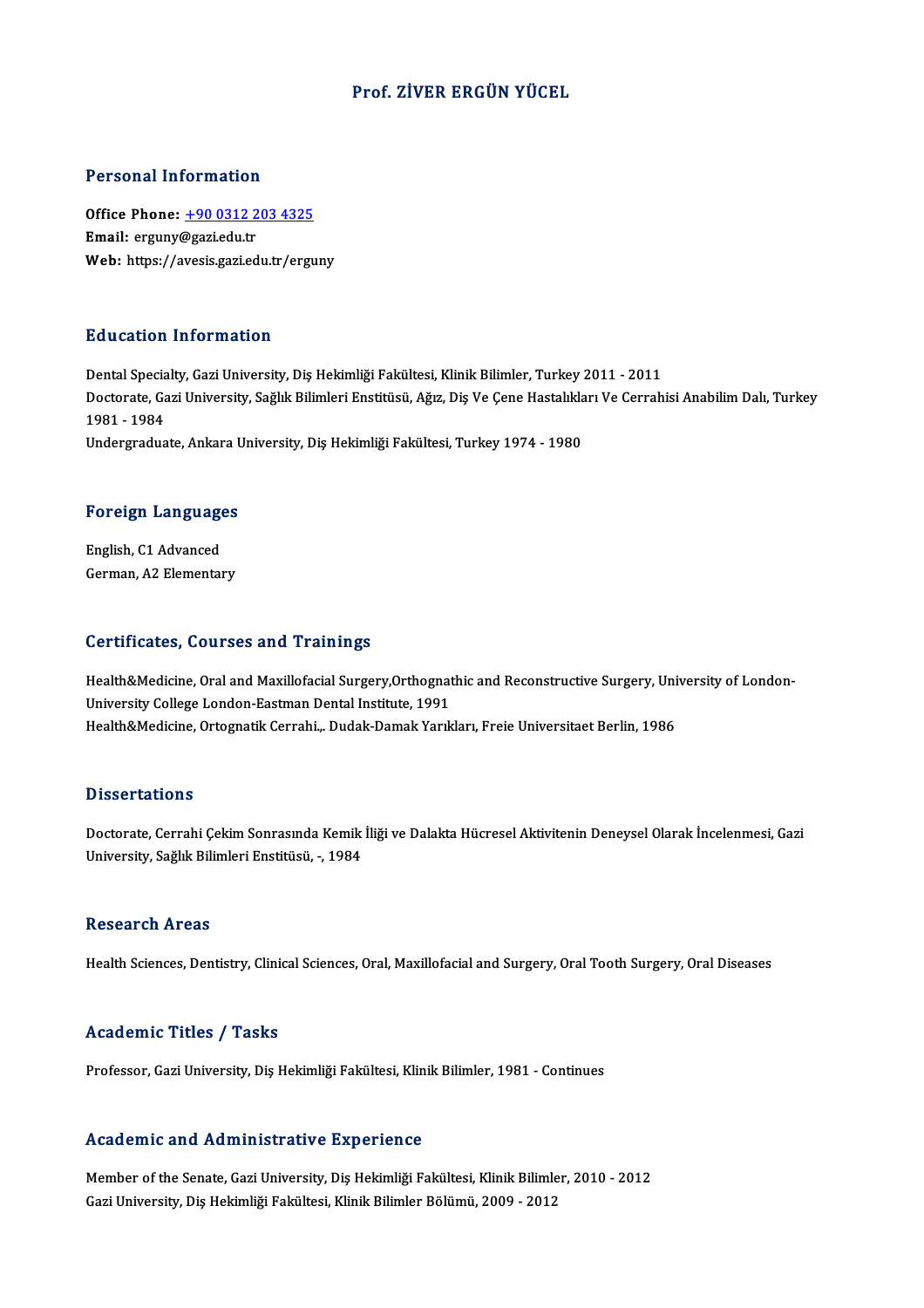# Prof. ZİVER ERGÜN YÜCEL

## Personal Information

**Office Phone:** +90 0312 203 4325
**Email:** erguny@gazi.edu.tr
**Web:** https://avesis.gazi.edu.tr/erguny

## Education Information

Dental Specialty, Gazi University, Diş Hekimliği Fakültesi, Klinik Bilimler, Turkey 2011 - 2011
Doctorate, Gazi University, Sağlık Bilimleri Enstitüsü, Ağız, Diş Ve Çene Hastalıkları Ve Cerrahisi Anabilim Dalı, Turkey 1981 - 1984
Undergraduate, Ankara University, Diş Hekimliği Fakültesi, Turkey 1974 - 1980

## Foreign Languages

English, C1 Advanced
German, A2 Elementary

## Certificates, Courses and Trainings

Health&Medicine, Oral and Maxillofacial Surgery,Orthognathic and Reconstructive Surgery, University of London-University College London-Eastman Dental Institute, 1991
Health&Medicine, Ortognatik Cerrahi,. Dudak-Damak Yarıkları, Freie Universitaet Berlin, 1986

## Dissertations

Doctorate, Cerrahi Çekim Sonrasında Kemik İliği ve Dalakta Hücresel Aktivitenin Deneysel Olarak İncelenmesi, Gazi University, Sağlık Bilimleri Enstitüsü, -, 1984

## Research Areas

Health Sciences, Dentistry, Clinical Sciences, Oral, Maxillofacial and Surgery, Oral Tooth Surgery, Oral Diseases

## Academic Titles / Tasks

Professor, Gazi University, Diş Hekimliği Fakültesi, Klinik Bilimler, 1981 - Continues

## Academic and Administrative Experience

Member of the Senate, Gazi University, Diş Hekimliği Fakültesi, Klinik Bilimler, 2010 - 2012
Gazi University, Diş Hekimliği Fakültesi, Klinik Bilimler Bölümü, 2009 - 2012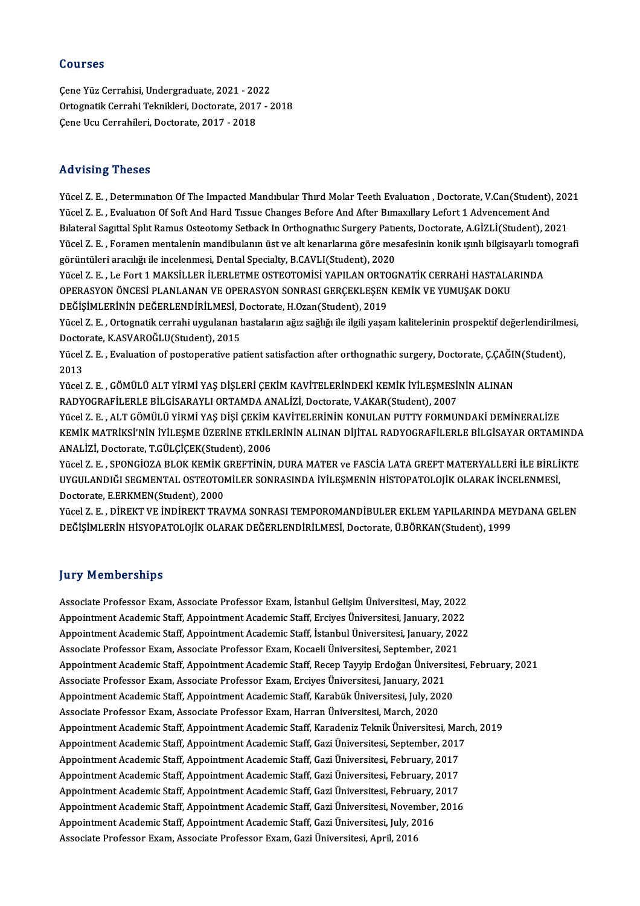## Courses

Çene Yüz Cerrahisi, Undergraduate, 2021 - 2022
Ortognatik Cerrahi Teknikleri, Doctorate, 2017 - 2018
Çene Ucu Cerrahileri, Doctorate, 2017 - 2018

## Advising Theses

Yücel Z. E. , Determınatıon Of The Impacted Mandıbular Thırd Molar Teeth Evaluatıon , Doctorate, V.Can(Student), 2021
Yücel Z. E. , Evaluatıon Of Soft And Hard Tıssue Changes Before And After Bımaxıllary Lefort 1 Advencement And Bılateral Sagıttal Splıt Ramus Osteotomy Setback In Orthognathıc Surgery Patıents, Doctorate, A.GİZLİ(Student), 2021
Yücel Z. E. , Foramen mentalenin mandibulanın üst ve alt kenarlarına göre mesafesinin konik ışınlı bilgisayarlı tomografi görüntüleri aracılığı ile incelenmesi, Dental Specialty, B.CAVLI(Student), 2020
Yücel Z. E. , Le Fort 1 MAKSİLLER İLERLETME OSTEOTOMİSİ YAPILAN ORTOGNATİK CERRAHİ HASTALARINDA OPERASYON ÖNCESİ PLANLANAN VE OPERASYON SONRASI GERÇEKLEŞEN KEMİK VE YUMUŞAK DOKU DEĞİŞİMLERİNİN DEĞERLENDİRİLMESİ, Doctorate, H.Ozan(Student), 2019
Yücel Z. E. , Ortognatik cerrahi uygulanan hastaların ağız sağlığı ile ilgili yaşam kalitelerinin prospektif değerlendirilmesi, Doctorate, K.ASVAROĞLU(Student), 2015
Yücel Z. E. , Evaluation of postoperative patient satisfaction after orthognathic surgery, Doctorate, Ç.ÇAĞIN(Student), 2013
Yücel Z. E. , GÖMÜLÜ ALT YİRMİ YAŞ DİŞLERİ ÇEKİM KAVİTELERİNDEKİ KEMİK İYİLEŞMESİNİN ALINAN RADYOGRAFİLERLE BİLGİSARAYLI ORTAMDA ANALİZİ, Doctorate, V.AKAR(Student), 2007
Yücel Z. E. , ALT GÖMÜLÜ YİRMİ YAŞ DİŞİ ÇEKİM KAVİTELERİNİN KONULAN PUTTY FORMUNDAKİ DEMİNERALİZE KEMİK MATRİKSİ'NİN İYİLEŞME ÜZERİNE ETKİLERİNİN ALINAN DİJİTAL RADYOGRAFİLERLE BİLGİSAYAR ORTAMINDA ANALİZİ, Doctorate, T.GÜLÇİÇEK(Student), 2006
Yücel Z. E. , SPONGİOZA BLOK KEMİK GREFTİNİN, DURA MATER ve FASCİA LATA GREFT MATERYALLERİ İLE BİRLİKTE UYGULANDIĞI SEGMENTAL OSTEOTOMİLER SONRASINDA İYİLEŞMENİN HİSTOPATOLOJİK OLARAK İNCELENMESİ, Doctorate, E.ERKMEN(Student), 2000
Yücel Z. E. , DİREKT VE İNDİREKT TRAVMA SONRASI TEMPOROMANDİBULER EKLEM YAPILARINDA MEYDANA GELEN DEĞİŞİMLERİN HİSYOPATOLOJİK OLARAK DEĞERLENDİRİLMESİ, Doctorate, Ü.BÖRKAN(Student), 1999

## Jury Memberships

Associate Professor Exam, Associate Professor Exam, İstanbul Gelişim Üniversitesi, May, 2022
Appointment Academic Staff, Appointment Academic Staff, Erciyes Üniversitesi, January, 2022
Appointment Academic Staff, Appointment Academic Staff, İstanbul Üniversitesi, January, 2022
Associate Professor Exam, Associate Professor Exam, Kocaeli Üniversitesi, September, 2021
Appointment Academic Staff, Appointment Academic Staff, Recep Tayyip Erdoğan Üniversitesi, February, 2021
Associate Professor Exam, Associate Professor Exam, Erciyes Üniversitesi, January, 2021
Appointment Academic Staff, Appointment Academic Staff, Karabük Üniversitesi, July, 2020
Associate Professor Exam, Associate Professor Exam, Harran Üniversitesi, March, 2020
Appointment Academic Staff, Appointment Academic Staff, Karadeniz Teknik Üniversitesi, March, 2019
Appointment Academic Staff, Appointment Academic Staff, Gazi Üniversitesi, September, 2017
Appointment Academic Staff, Appointment Academic Staff, Gazi Üniversitesi, February, 2017
Appointment Academic Staff, Appointment Academic Staff, Gazi Üniversitesi, February, 2017
Appointment Academic Staff, Appointment Academic Staff, Gazi Üniversitesi, February, 2017
Appointment Academic Staff, Appointment Academic Staff, Gazi Üniversitesi, November, 2016
Appointment Academic Staff, Appointment Academic Staff, Gazi Üniversitesi, July, 2016
Associate Professor Exam, Associate Professor Exam, Gazi Üniversitesi, April, 2016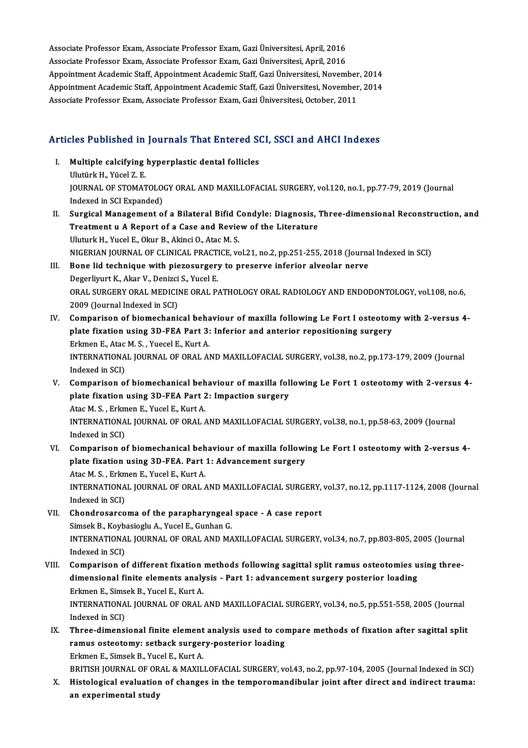Associate Professor Exam, Associate Professor Exam, Gazi Üniversitesi, April, 2016
Associate Professor Exam, Associate Professor Exam, Gazi Üniversitesi, April, 2016
Appointment Academic Staff, Appointment Academic Staff, Gazi Üniversitesi, November, 2014
Appointment Academic Staff, Appointment Academic Staff, Gazi Üniversitesi, November, 2014
Associate Professor Exam, Associate Professor Exam, Gazi Üniversitesi, October, 2011

## Articles Published in Journals That Entered SCI, SSCI and AHCI Indexes

I. **Multiple calcifying hyperplastic dental follicles**
Ulutürk H., Yücel Z. E.
JOURNAL OF STOMATOLOGY ORAL AND MAXILLOFACIAL SURGERY, vol.120, no.1, pp.77-79, 2019 (Journal Indexed in SCI Expanded)

II. **Surgical Management of a Bilateral Bifid Condyle: Diagnosis, Three-dimensional Reconstruction, and Treatment u A Report of a Case and Review of the Literature**
Uluturk H., Yucel E., Okur B., Akinci O., Atac M. S.
NIGERIAN JOURNAL OF CLINICAL PRACTICE, vol.21, no.2, pp.251-255, 2018 (Journal Indexed in SCI)

III. **Bone lid technique with piezosurgery to preserve inferior alveolar nerve**
Degerliyurt K., Akar V., Denizci S., Yucel E.
ORAL SURGERY ORAL MEDICINE ORAL PATHOLOGY ORAL RADIOLOGY AND ENDODONTOLOGY, vol.108, no.6, 2009 (Journal Indexed in SCI)

IV. **Comparison of biomechanical behaviour of maxilla following Le Fort I osteotomy with 2-versus 4-plate fixation using 3D-FEA Part 3: Inferior and anterior repositioning surgery**
Erkmen E., Atac M. S. , Yuecel E., Kurt A.
INTERNATIONAL JOURNAL OF ORAL AND MAXILLOFACIAL SURGERY, vol.38, no.2, pp.173-179, 2009 (Journal Indexed in SCI)

V. **Comparison of biomechanical behaviour of maxilla following Le Fort 1 osteotomy with 2-versus 4-plate fixation using 3D-FEA Part 2: Impaction surgery**
Atac M. S. , Erkmen E., Yucel E., Kurt A.
INTERNATIONAL JOURNAL OF ORAL AND MAXILLOFACIAL SURGERY, vol.38, no.1, pp.58-63, 2009 (Journal Indexed in SCI)

VI. **Comparison of biomechanical behaviour of maxilla following Le Fort I osteotomy with 2-versus 4-plate fixation using 3D-FEA. Part 1: Advancement surgery**
Atac M. S. , Erkmen E., Yucel E., Kurt A.
INTERNATIONAL JOURNAL OF ORAL AND MAXILLOFACIAL SURGERY, vol.37, no.12, pp.1117-1124, 2008 (Journal Indexed in SCI)

VII. **Chondrosarcoma of the parapharyngeal space - A case report**
Simsek B., Koybasioglu A., Yucel E., Gunhan G.
INTERNATIONAL JOURNAL OF ORAL AND MAXILLOFACIAL SURGERY, vol.34, no.7, pp.803-805, 2005 (Journal Indexed in SCI)

VIII. **Comparison of different fixation methods following sagittal split ramus osteotomies using three-dimensional finite elements analysis - Part 1: advancement surgery posterior loading**
Erkmen E., Simsek B., Yucel E., Kurt A.
INTERNATIONAL JOURNAL OF ORAL AND MAXILLOFACIAL SURGERY, vol.34, no.5, pp.551-558, 2005 (Journal Indexed in SCI)

IX. **Three-dimensional finite element analysis used to compare methods of fixation after sagittal split ramus osteotomy: setback surgery-posterior loading**
Erkmen E., Simsek B., Yucel E., Kurt A.
BRITISH JOURNAL OF ORAL & MAXILLOFACIAL SURGERY, vol.43, no.2, pp.97-104, 2005 (Journal Indexed in SCI)

X. **Histological evaluation of changes in the temporomandibular joint after direct and indirect trauma: an experimental study**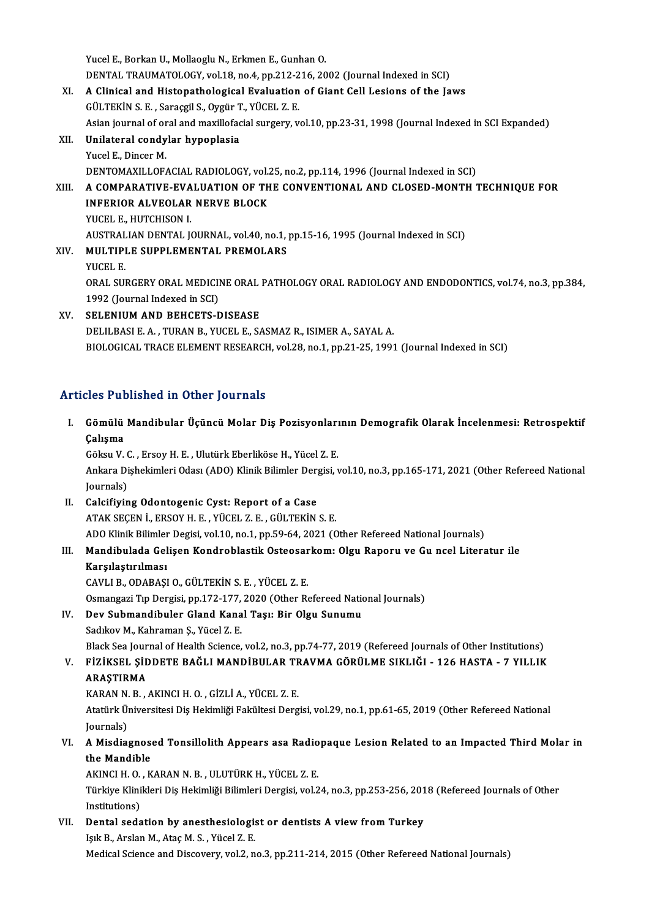Yucel E., Borkan U., Mollaoglu N., Erkmen E., Gunhan O.
DENTAL TRAUMATOLOGY, vol.18, no.4, pp.212-216, 2002 (Journal Indexed in SCI)

XI. **A Clinical and Histopathological Evaluation of Giant Cell Lesions of the Jaws**
GÜLTEKİN S. E. , Saraçgil S., Oygür T., YÜCEL Z. E.
Asian journal of oral and maxillofacial surgery, vol.10, pp.23-31, 1998 (Journal Indexed in SCI Expanded)

XII. **Unilateral condylar hypoplasia**
Yucel E., Dincer M.
DENTOMAXILLOFACIAL RADIOLOGY, vol.25, no.2, pp.114, 1996 (Journal Indexed in SCI)

XIII. **A COMPARATIVE-EVALUATION OF THE CONVENTIONAL AND CLOSED-MONTH TECHNIQUE FOR INFERIOR ALVEOLAR NERVE BLOCK**
YUCEL E., HUTCHISON I.
AUSTRALIAN DENTAL JOURNAL, vol.40, no.1, pp.15-16, 1995 (Journal Indexed in SCI)

XIV. **MULTIPLE SUPPLEMENTAL PREMOLARS**
YUCEL E.
ORAL SURGERY ORAL MEDICINE ORAL PATHOLOGY ORAL RADIOLOGY AND ENDODONTICS, vol.74, no.3, pp.384, 1992 (Journal Indexed in SCI)

XV. **SELENIUM AND BEHCETS-DISEASE**
DELILBASI E. A. , TURAN B., YUCEL E., SASMAZ R., ISIMER A., SAYAL A.
BIOLOGICAL TRACE ELEMENT RESEARCH, vol.28, no.1, pp.21-25, 1991 (Journal Indexed in SCI)

## Articles Published in Other Journals

I. **Gömülü Mandibular Üçüncü Molar Diş Pozisyonlarının Demografik Olarak İncelenmesi: Retrospektif Çalışma**
Göksu V. C. , Ersoy H. E. , Ulutürk Eberliköse H., Yücel Z. E.
Ankara Dişhekimleri Odası (ADO) Klinik Bilimler Dergisi, vol.10, no.3, pp.165-171, 2021 (Other Refereed National Journals)

II. **Calcifiying Odontogenic Cyst: Report of a Case**
ATAK SEÇEN İ., ERSOY H. E. , YÜCEL Z. E. , GÜLTEKİN S. E.
ADO Klinik Bilimler Degisi, vol.10, no.1, pp.59-64, 2021 (Other Refereed National Journals)

III. **Mandibulada Gelişen Kondroblastik Osteosarkom: Olgu Raporu ve Gu ncel Literatur ile Karşılaştırılması**
CAVLI B., ODABAŞI O., GÜLTEKİN S. E. , YÜCEL Z. E.
Osmangazi Tıp Dergisi, pp.172-177, 2020 (Other Refereed National Journals)

IV. **Dev Submandibuler Gland Kanal Taşı: Bir Olgu Sunumu**
Sadıkov M., Kahraman Ş., Yücel Z. E.
Black Sea Journal of Health Science, vol.2, no.3, pp.74-77, 2019 (Refereed Journals of Other Institutions)

V. **FİZİKSEL ŞİDDETE BAĞLI MANDİBULAR TRAVMA GÖRÜLME SIKLIĞI - 126 HASTA - 7 YILLIK ARAŞTIRMA**
KARAN N. B. , AKINCI H. O. , GİZLİ A., YÜCEL Z. E.
Atatürk Üniversitesi Diş Hekimliği Fakültesi Dergisi, vol.29, no.1, pp.61-65, 2019 (Other Refereed National Journals)

VI. **A Misdiagnosed Tonsillolith Appears asa Radiopaque Lesion Related to an Impacted Third Molar in the Mandible**
AKINCI H. O. , KARAN N. B. , ULUTÜRK H., YÜCEL Z. E.
Türkiye Klinikleri Diş Hekimliği Bilimleri Dergisi, vol.24, no.3, pp.253-256, 2018 (Refereed Journals of Other Institutions)

VII. **Dental sedation by anesthesiologist or dentists A view from Turkey**
Işık B., Arslan M., Ataç M. S. , Yücel Z. E.
Medical Science and Discovery, vol.2, no.3, pp.211-214, 2015 (Other Refereed National Journals)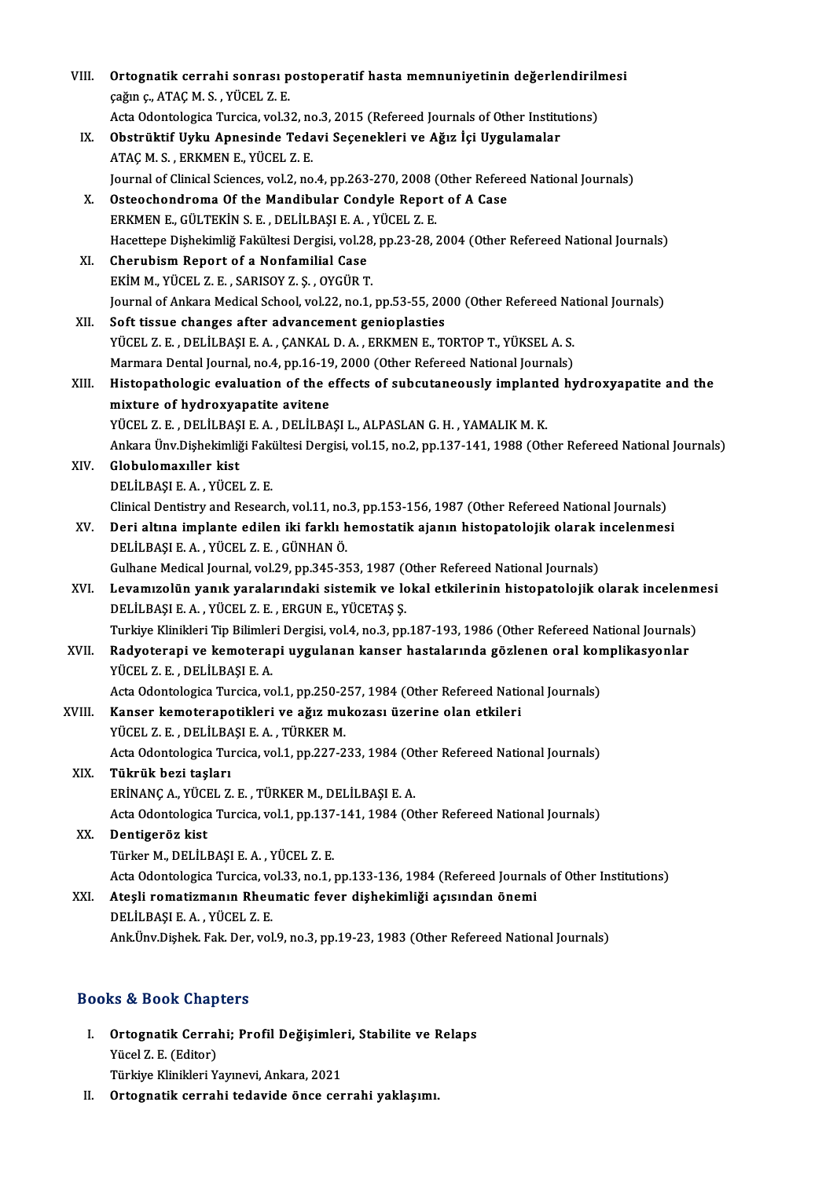VIII. **Ortognatik cerrahi sonrası postoperatif hasta memnuniyetinin değerlendirilmesi**
çağın ç., ATAÇ M. S. , YÜCEL Z. E.
Acta Odontologica Turcica, vol.32, no.3, 2015 (Refereed Journals of Other Institutions)

IX. **Obstrüktif Uyku Apnesinde Tedavi Seçenekleri ve Ağız İçi Uygulamalar**
ATAÇ M. S. , ERKMEN E., YÜCEL Z. E.
Journal of Clinical Sciences, vol.2, no.4, pp.263-270, 2008 (Other Refereed National Journals)

X. **Osteochondroma Of the Mandibular Condyle Report of A Case**
ERKMEN E., GÜLTEKİN S. E. , DELİLBAŞI E. A. , YÜCEL Z. E.
Hacettepe Dişhekimliğ Fakültesi Dergisi, vol.28, pp.23-28, 2004 (Other Refereed National Journals)

XI. **Cherubism Report of a Nonfamilial Case**
EKİM M., YÜCEL Z. E. , SARISOY Z. Ş. , OYGÜR T.
Journal of Ankara Medical School, vol.22, no.1, pp.53-55, 2000 (Other Refereed National Journals)

XII. **Soft tissue changes after advancement genioplasties**
YÜCEL Z. E. , DELİLBAŞI E. A. , ÇANKAL D. A. , ERKMEN E., TORTOP T., YÜKSEL A. S.
Marmara Dental Journal, no.4, pp.16-19, 2000 (Other Refereed National Journals)

XIII. **Histopathologic evaluation of the effects of subcutaneously implanted hydroxyapatite and the mixture of hydroxyapatite avitene**
YÜCEL Z. E. , DELİLBAŞI E. A. , DELİLBAŞI L., ALPASLAN G. H. , YAMALIK M. K.
Ankara Ünv.Dişhekimliği Fakültesi Dergisi, vol.15, no.2, pp.137-141, 1988 (Other Refereed National Journals)

XIV. **Globulomaxıller kist**
DELİLBAŞI E. A. , YÜCEL Z. E.
Clinical Dentistry and Research, vol.11, no.3, pp.153-156, 1987 (Other Refereed National Journals)

XV. **Deri altına implante edilen iki farklı hemostatik ajanın histopatolojik olarak incelenmesi**
DELİLBAŞI E. A. , YÜCEL Z. E. , GÜNHAN Ö.
Gulhane Medical Journal, vol.29, pp.345-353, 1987 (Other Refereed National Journals)

XVI. **Levamızolün yanık yaralarındaki sistemik ve lokal etkilerinin histopatolojik olarak incelenmesi**
DELİLBAŞI E. A. , YÜCEL Z. E. , ERGUN E., YÜCETAŞ Ş.
Turkiye Klinikleri Tip Bilimleri Dergisi, vol.4, no.3, pp.187-193, 1986 (Other Refereed National Journals)

XVII. **Radyoterapi ve kemoterapi uygulanan kanser hastalarında gözlenen oral komplikasyonlar**
YÜCEL Z. E. , DELİLBAŞI E. A.
Acta Odontologica Turcica, vol.1, pp.250-257, 1984 (Other Refereed National Journals)

XVIII. **Kanser kemoterapotikleri ve ağız mukozası üzerine olan etkileri**
YÜCEL Z. E. , DELİLBAŞI E. A. , TÜRKER M.
Acta Odontologica Turcica, vol.1, pp.227-233, 1984 (Other Refereed National Journals)

XIX. **Tükrük bezi taşları**
ERİNANÇ A., YÜCEL Z. E. , TÜRKER M., DELİLBAŞI E. A.
Acta Odontologica Turcica, vol.1, pp.137-141, 1984 (Other Refereed National Journals)

XX. **Dentigeröz kist**
Türker M., DELİLBAŞI E. A. , YÜCEL Z. E.
Acta Odontologica Turcica, vol.33, no.1, pp.133-136, 1984 (Refereed Journals of Other Institutions)

XXI. **Ateşli romatizmanın Rheumatic fever dişhekimliği açısından önemi**
DELİLBAŞI E. A. , YÜCEL Z. E.
Ank.Ünv.Dişhek. Fak. Der, vol.9, no.3, pp.19-23, 1983 (Other Refereed National Journals)

## Books & Book Chapters

I. **Ortognatik Cerrahi; Profil Değişimleri, Stabilite ve Relaps**
Yücel Z. E. (Editor)
Türkiye Klinikleri Yayınevi, Ankara, 2021

II. **Ortognatik cerrahi tedavide önce cerrahi yaklaşımı.**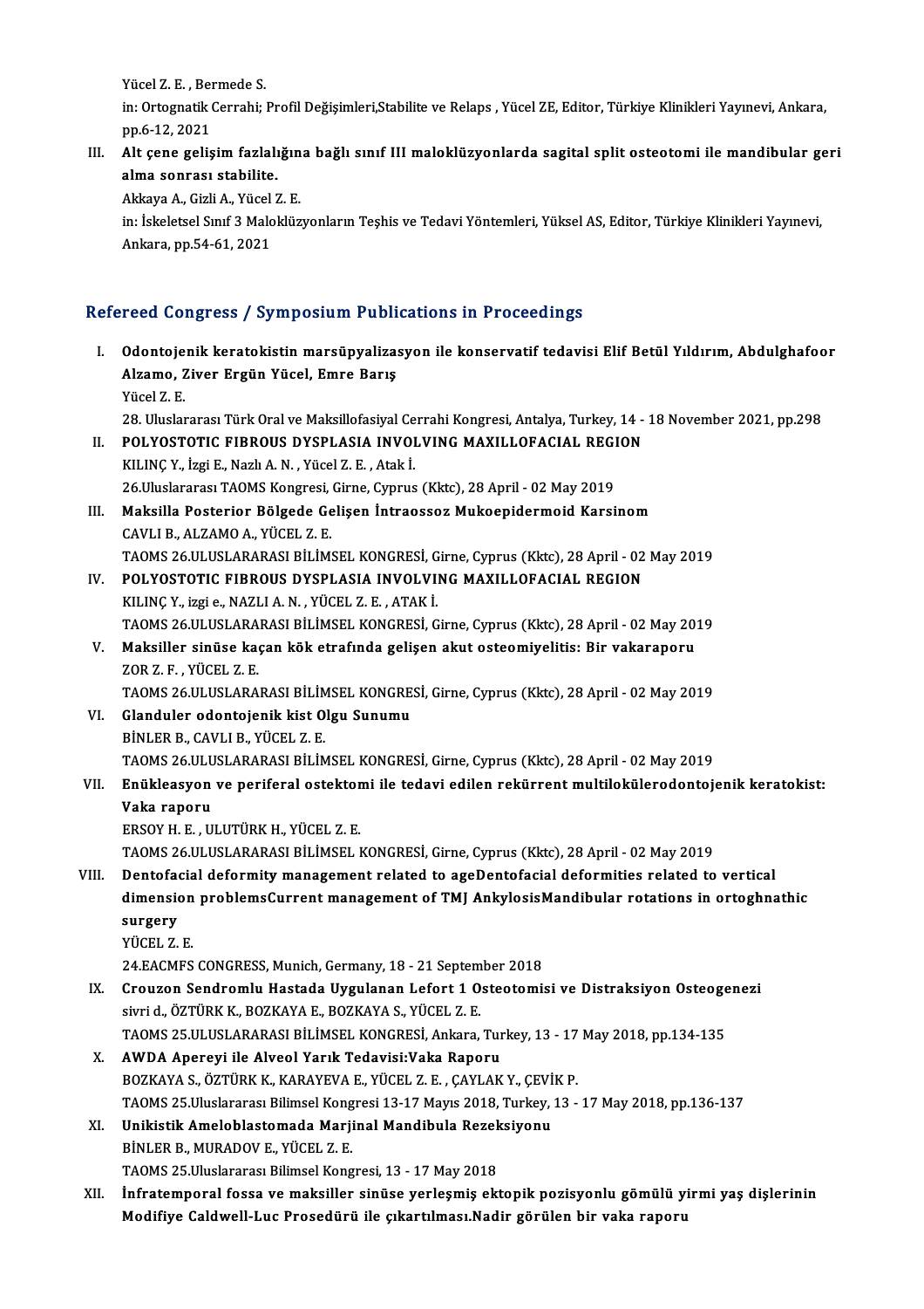Yücel Z. E. , Bermede S.

in: Ortognatik Cerrahi; Profil Değişimleri,Stabilite ve Relaps , Yücel ZE, Editor, Türkiye Klinikleri Yayınevi, Ankara, pp.6-12, 2021

III. **Alt çene gelişim fazlalığına bağlı sınıf III maloklüzyonlarda sagital split osteotomi ile mandibular geri alma sonrası stabilite.**

Akkaya A., Gizli A., Yücel Z. E.

in: İskeletsel Sınıf 3 Maloklüzyonların Teşhis ve Tedavi Yöntemleri, Yüksel AS, Editor, Türkiye Klinikleri Yayınevi, Ankara, pp.54-61, 2021

## Refereed Congress / Symposium Publications in Proceedings

I. **Odontojenik keratokistin marsüpyalizasyon ile konservatif tedavisi Elif Betül Yıldırım, Abdulghafoor Alzamo, Ziver Ergün Yücel, Emre Barış**

Yücel Z. E.

28. Uluslararası Türk Oral ve Maksillofasiyal Cerrahi Kongresi, Antalya, Turkey, 14 - 18 November 2021, pp.298

II. **POLYOSTOTIC FIBROUS DYSPLASIA INVOLVING MAXILLOFACIAL REGION**

KILINÇ Y., İzgi E., Nazlı A. N. , Yücel Z. E. , Atak İ.

26.Uluslararası TAOMS Kongresi, Girne, Cyprus (Kktc), 28 April - 02 May 2019

III. **Maksilla Posterior Bölgede Gelişen İntraossoz Mukoepidermoid Karsinom**

CAVLI B., ALZAMO A., YÜCEL Z. E.

TAOMS 26.ULUSLARARASI BİLİMSEL KONGRESİ, Girne, Cyprus (Kktc), 28 April - 02 May 2019

IV. **POLYOSTOTIC FIBROUS DYSPLASIA INVOLVING MAXILLOFACIAL REGION**

KILINÇ Y., izgi e., NAZLI A. N. , YÜCEL Z. E. , ATAK İ.

TAOMS 26.ULUSLARARASI BİLİMSEL KONGRESİ, Girne, Cyprus (Kktc), 28 April - 02 May 2019

V. **Maksiller sinüse kaçan kök etrafında gelişen akut osteomiyelitis: Bir vakaraporu**

ZOR Z. F. , YÜCEL Z. E.

TAOMS 26.ULUSLARARASI BİLİMSEL KONGRESİ, Girne, Cyprus (Kktc), 28 April - 02 May 2019

VI. **Glanduler odontojenik kist Olgu Sunumu**

BİNLER B., CAVLI B., YÜCEL Z. E.

TAOMS 26.ULUSLARARASI BİLİMSEL KONGRESİ, Girne, Cyprus (Kktc), 28 April - 02 May 2019

VII. **Enükleasyon ve periferal ostektomi ile tedavi edilen rekürrent multiloküler odontojenik keratokist: Vaka raporu**

ERSOY H. E. , ULUTÜRK H., YÜCEL Z. E.

TAOMS 26.ULUSLARARASI BİLİMSEL KONGRESİ, Girne, Cyprus (Kktc), 28 April - 02 May 2019

VIII. **Dentofacial deformity management related to ageDentofacial deformities related to vertical dimension problemsCurrent management of TMJ AnkylosisMandibular rotations in ortoghnathic surgery**

YÜCEL Z. E.

24.EACMFS CONGRESS, Munich, Germany, 18 - 21 September 2018

IX. **Crouzon Sendromlu Hastada Uygulanan Lefort 1 Osteotomisi ve Distraksiyon Osteogenezi**

sivri d., ÖZTÜRK K., BOZKAYA E., BOZKAYA S., YÜCEL Z. E.

TAOMS 25.ULUSLARARASI BİLİMSEL KONGRESİ, Ankara, Turkey, 13 - 17 May 2018, pp.134-135

X. **AWDA Apereyi ile Alveol Yarık Tedavisi:Vaka Raporu**

BOZKAYA S., ÖZTÜRK K., KARAYEVA E., YÜCEL Z. E. , ÇAYLAK Y., ÇEVİK P.

TAOMS 25.Uluslararası Bilimsel Kongresi 13-17 Mayıs 2018, Turkey, 13 - 17 May 2018, pp.136-137

XI. **Unikistik Ameloblastomada Marjinal Mandibula Rezeksiyonu**

BİNLER B., MURADOV E., YÜCEL Z. E.

TAOMS 25.Uluslararası Bilimsel Kongresi, 13 - 17 May 2018

XII. **İnfratemporal fossa ve maksiller sinüse yerleşmiş ektopik pozisyonlu gömülü yirmi yaş dişlerinin Modifiye Caldwell-Luc Prosedürü ile çıkartılması.Nadir görülen bir vaka raporu**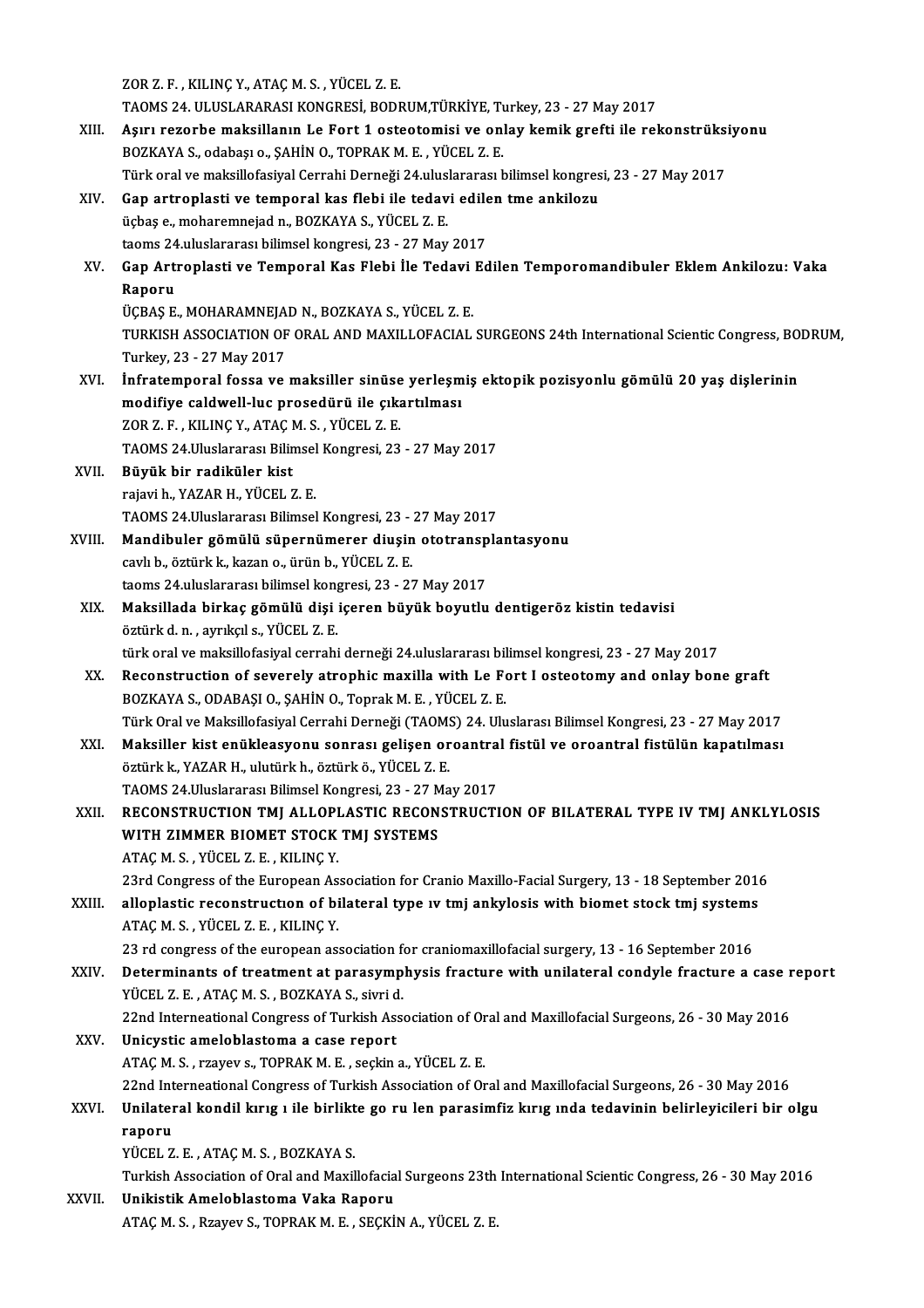ZOR Z. F. , KILINÇ Y., ATAÇ M. S. , YÜCEL Z. E.
TAOMS 24. ULUSLARARASI KONGRESİ, BODRUM,TÜRKİYE, Turkey, 23 - 27 May 2017

XIII. **Aşırı rezorbe maksillanın Le Fort 1 osteotomisi ve onlay kemik grefti ile rekonstrüksiyonu**
BOZKAYA S., odabaşı o., ŞAHİN O., TOPRAK M. E. , YÜCEL Z. E.
Türk oral ve maksillofasiyal Cerrahi Derneği 24.uluslararası bilimsel kongresi, 23 - 27 May 2017

XIV. **Gap artroplasti ve temporal kas flebi ile tedavi edilen tme ankilozu**
üçbaş e., moharemnejad n., BOZKAYA S., YÜCEL Z. E.
taoms 24.uluslararası bilimsel kongresi, 23 - 27 May 2017

XV. **Gap Artroplasti ve Temporal Kas Flebi İle Tedavi Edilen Temporomandibuler Eklem Ankilozu: Vaka Raporu**
ÜÇBAŞ E., MOHARAMNEJAD N., BOZKAYA S., YÜCEL Z. E.
TURKISH ASSOCIATION OF ORAL AND MAXILLOFACIAL SURGEONS 24th International Scientic Congress, BODRUM, Turkey, 23 - 27 May 2017

XVI. **İnfratemporal fossa ve maksiller sinüse yerleşmiş ektopik pozisyonlu gömülü 20 yaş dişlerinin modifiye caldwell-luc prosedürü ile çıkartılması**
ZOR Z. F. , KILINÇ Y., ATAÇ M. S. , YÜCEL Z. E.
TAOMS 24.Uluslararası Bilimsel Kongresi, 23 - 27 May 2017

XVII. **Büyük bir radiküler kist**
rajavi h., YAZAR H., YÜCEL Z. E.
TAOMS 24.Uluslararası Bilimsel Kongresi, 23 - 27 May 2017

XVIII. **Mandibuler gömülü süpernümerer diuşin ototransplantasyonu**
cavlı b., öztürk k., kazan o., ürün b., YÜCEL Z. E.
taoms 24.uluslararası bilimsel kongresi, 23 - 27 May 2017

XIX. **Maksillada birkaç gömülü dişi içeren büyük boyutlu dentigeröz kistin tedavisi**
öztürk d. n. , ayrıkçıl s., YÜCEL Z. E.
türk oral ve maksillofasiyal cerrahi derneği 24.uluslararası bilimsel kongresi, 23 - 27 May 2017

XX. **Reconstruction of severely atrophic maxilla with Le Fort I osteotomy and onlay bone graft**
BOZKAYA S., ODABAŞI O., ŞAHİN O., Toprak M. E. , YÜCEL Z. E.
Türk Oral ve Maksillofasiyal Cerrahi Derneği (TAOMS) 24. Uluslarası Bilimsel Kongresi, 23 - 27 May 2017

XXI. **Maksiller kist enükleasyonu sonrası gelişen oroantral fistül ve oroantral fistülün kapatılması**
öztürk k., YAZAR H., ulutürk h., öztürk ö., YÜCEL Z. E.
TAOMS 24.Uluslararası Bilimsel Kongresi, 23 - 27 May 2017

XXII. **RECONSTRUCTION TMJ ALLOPLASTIC RECONSTRUCTION OF BILATERAL TYPE IV TMJ ANKLYLOSIS WITH ZIMMER BIOMET STOCK TMJ SYSTEMS**
ATAÇ M. S. , YÜCEL Z. E. , KILINÇ Y.
23rd Congress of the European Association for Cranio Maxillo-Facial Surgery, 13 - 18 September 2016

XXIII. **alloplastic reconstructıon of bilateral type ıv tmj ankylosis with biomet stock tmj systems**
ATAÇ M. S. , YÜCEL Z. E. , KILINÇ Y.
23 rd congress of the european association for craniomaxillofacial surgery, 13 - 16 September 2016

XXIV. **Determinants of treatment at parasymphysis fracture with unilateral condyle fracture a case report**
YÜCEL Z. E. , ATAÇ M. S. , BOZKAYA S., sivri d.
22nd Interneational Congress of Turkish Association of Oral and Maxillofacial Surgeons, 26 - 30 May 2016

XXV. **Unicystic ameloblastoma a case report**
ATAÇ M. S. , rzayev s., TOPRAK M. E. , seçkin a., YÜCEL Z. E.
22nd Interneational Congress of Turkish Association of Oral and Maxillofacial Surgeons, 26 - 30 May 2016

XXVI. **Unilateral kondil kırıg ı ile birlikte go ru len parasimfiz kırıg ında tedavinin belirleyicileri bir olgu raporu**
YÜCEL Z. E. , ATAÇ M. S. , BOZKAYA S.
Turkish Association of Oral and Maxillofacial Surgeons 23th International Scientic Congress, 26 - 30 May 2016

XXVII. **Unikistik Ameloblastoma Vaka Raporu**
ATAÇ M. S. , Rzayev S., TOPRAK M. E. , SEÇKİN A., YÜCEL Z. E.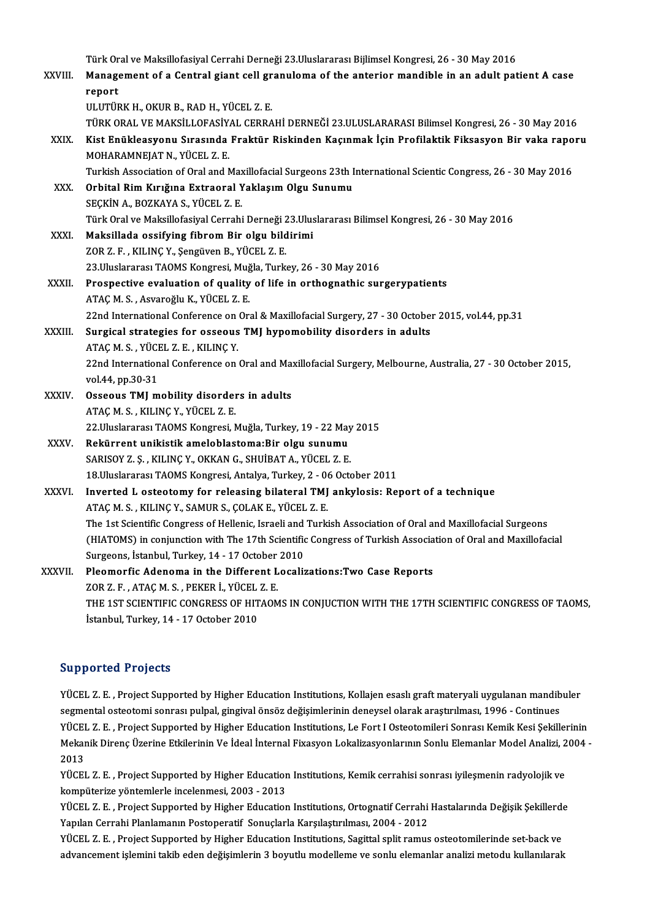Türk Oral ve Maksillofasiyal Cerrahi Derneği 23.Uluslararası Bijlimsel Kongresi, 26 - 30 May 2016

XXVIII. **Management of a Central giant cell granuloma of the anterior mandible in an adult patient A case report**
ULUTÜRK H., OKUR B., RAD H., YÜCEL Z. E.
TÜRK ORAL VE MAKSİLLOFASİYAL CERRAHİ DERNEĞİ 23.ULUSLARARASI Bilimsel Kongresi, 26 - 30 May 2016

XXIX. **Kist Enükleasyonu Sırasında Fraktür Riskinden Kaçınmak İçin Profilaktik Fiksasyon Bir vaka raporu**
MOHARAMNEJAT N., YÜCEL Z. E.
Turkish Association of Oral and Maxillofacial Surgeons 23th International Scientic Congress, 26 - 30 May 2016

XXX. **Orbital Rim Kırığına Extraoral Yaklaşım Olgu Sunumu**
SEÇKİN A., BOZKAYA S., YÜCEL Z. E.
Türk Oral ve Maksillofasiyal Cerrahi Derneği 23.Uluslararası Bilimsel Kongresi, 26 - 30 May 2016

XXXI. **Maksillada ossifying fibrom Bir olgu bildirimi**
ZOR Z. F. , KILINÇ Y., Şengüven B., YÜCEL Z. E.
23.Uluslararası TAOMS Kongresi, Muğla, Turkey, 26 - 30 May 2016

XXXII. **Prospective evaluation of quality of life in orthognathic surgerypatients**
ATAÇ M. S. , Asvaroğlu K., YÜCEL Z. E.
22nd International Conference on Oral & Maxillofacial Surgery, 27 - 30 October 2015, vol.44, pp.31

XXXIII. **Surgical strategies for osseous TMJ hypomobility disorders in adults**
ATAÇ M. S. , YÜCEL Z. E. , KILINÇ Y.
22nd International Conference on Oral and Maxillofacial Surgery, Melbourne, Australia, 27 - 30 October 2015, vol.44, pp.30-31

XXXIV. **Osseous TMJ mobility disorders in adults**
ATAÇ M. S. , KILINÇ Y., YÜCEL Z. E.
22.Uluslararası TAOMS Kongresi, Muğla, Turkey, 19 - 22 May 2015

XXXV. **Rekürrent unikistik ameloblastoma:Bir olgu sunumu**
SARISOY Z. Ş. , KILINÇ Y., OKKAN G., SHUİBAT A., YÜCEL Z. E.
18.Uluslararası TAOMS Kongresi, Antalya, Turkey, 2 - 06 October 2011

XXXVI. **Inverted L osteotomy for releasing bilateral TMJ ankylosis: Report of a technique**
ATAÇ M. S. , KILINÇ Y., SAMUR S., ÇOLAK E., YÜCEL Z. E.
The 1st Scientific Congress of Hellenic, Israeli and Turkish Association of Oral and Maxillofacial Surgeons (HIATOMS) in conjunction with The 17th Scientific Congress of Turkish Association of Oral and Maxillofacial Surgeons, İstanbul, Turkey, 14 - 17 October 2010

XXXVII. **Pleomorfic Adenoma in the Different Localizations:Two Case Reports**
ZOR Z. F. , ATAÇ M. S. , PEKER İ., YÜCEL Z. E.
THE 1ST SCIENTIFIC CONGRESS OF HITAOMS IN CONJUCTION WITH THE 17TH SCIENTIFIC CONGRESS OF TAOMS, İstanbul, Turkey, 14 - 17 October 2010

## Supported Projects

YÜCEL Z. E. , Project Supported by Higher Education Institutions, Kollajen esaslı graft materyali uygulanan mandibuler segmental osteotomi sonrası pulpal, gingival önsöz değişimlerinin deneysel olarak araştırılması, 1996 - Continues

YÜCEL Z. E. , Project Supported by Higher Education Institutions, Le Fort I Osteotomileri Sonrası Kemik Kesi Şekillerinin Mekanik Direnç Üzerine Etkilerinin Ve İdeal İnternal Fixasyon Lokalizasyonlarının Sonlu Elemanlar Model Analizi, 2004 - 2013

YÜCEL Z. E. , Project Supported by Higher Education Institutions, Kemik cerrahisi sonrası iyileşmenin radyolojik ve kompüterize yöntemlerle incelenmesi, 2003 - 2013

YÜCEL Z. E. , Project Supported by Higher Education Institutions, Ortognatif Cerrahi Hastalarında Değişik Şekillerde Yapılan Cerrahi Planlamanın Postoperatif Sonuçlarla Karşılaştırılması, 2004 - 2012

YÜCEL Z. E. , Project Supported by Higher Education Institutions, Sagittal split ramus osteotomilerinde set-back ve advancement işlemini takib eden değişimlerin 3 boyutlu modelleme ve sonlu elemanlar analizi metodu kullanılarak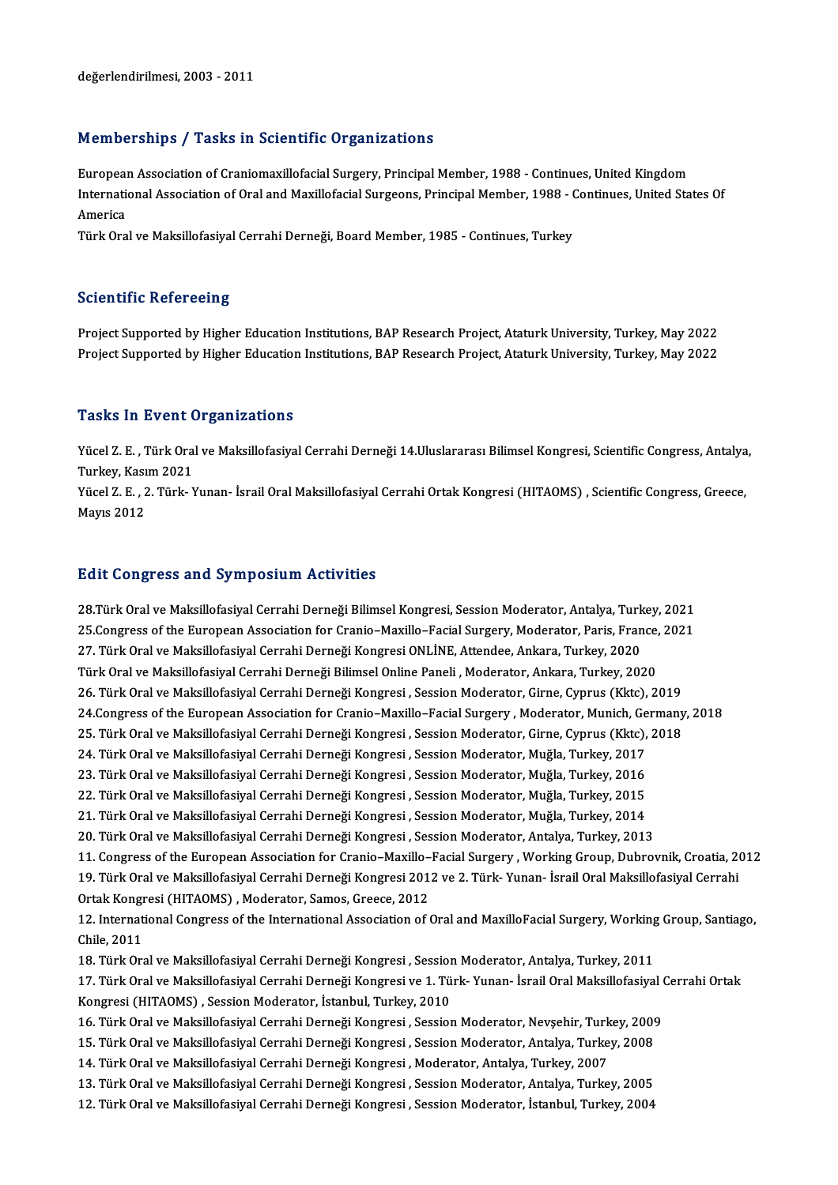değerlendirilmesi, 2003 - 2011

## Memberships / Tasks in Scientific Organizations

European Association of Craniomaxillofacial Surgery, Principal Member, 1988 - Continues, United Kingdom
International Association of Oral and Maxillofacial Surgeons, Principal Member, 1988 - Continues, United States Of America
Türk Oral ve Maksillofasiyal Cerrahi Derneği, Board Member, 1985 - Continues, Turkey

## Scientific Refereeing

Project Supported by Higher Education Institutions, BAP Research Project, Ataturk University, Turkey, May 2022
Project Supported by Higher Education Institutions, BAP Research Project, Ataturk University, Turkey, May 2022

## Tasks In Event Organizations

Yücel Z. E. , Türk Oral ve Maksillofasiyal Cerrahi Derneği 14.Uluslararası Bilimsel Kongresi, Scientific Congress, Antalya, Turkey, Kasım 2021
Yücel Z. E. , 2. Türk- Yunan- İsrail Oral Maksillofasiyal Cerrahi Ortak Kongresi (HITAOMS) , Scientific Congress, Greece, Mayıs 2012

## Edit Congress and Symposium Activities

28.Türk Oral ve Maksillofasiyal Cerrahi Derneği Bilimsel Kongresi, Session Moderator, Antalya, Turkey, 2021
25.Congress of the European Association for Cranio–Maxillo–Facial Surgery, Moderator, Paris, France, 2021
27. Türk Oral ve Maksillofasiyal Cerrahi Derneği Kongresi ONLİNE, Attendee, Ankara, Turkey, 2020
Türk Oral ve Maksillofasiyal Cerrahi Derneği Bilimsel Online Paneli , Moderator, Ankara, Turkey, 2020
26. Türk Oral ve Maksillofasiyal Cerrahi Derneği Kongresi , Session Moderator, Girne, Cyprus (Kktc), 2019
24.Congress of the European Association for Cranio–Maxillo–Facial Surgery , Moderator, Munich, Germany, 2018
25. Türk Oral ve Maksillofasiyal Cerrahi Derneği Kongresi , Session Moderator, Girne, Cyprus (Kktc), 2018
24. Türk Oral ve Maksillofasiyal Cerrahi Derneği Kongresi , Session Moderator, Muğla, Turkey, 2017
23. Türk Oral ve Maksillofasiyal Cerrahi Derneği Kongresi , Session Moderator, Muğla, Turkey, 2016
22. Türk Oral ve Maksillofasiyal Cerrahi Derneği Kongresi , Session Moderator, Muğla, Turkey, 2015
21. Türk Oral ve Maksillofasiyal Cerrahi Derneği Kongresi , Session Moderator, Muğla, Turkey, 2014
20. Türk Oral ve Maksillofasiyal Cerrahi Derneği Kongresi , Session Moderator, Antalya, Turkey, 2013
11. Congress of the European Association for Cranio–Maxillo–Facial Surgery , Working Group, Dubrovnik, Croatia, 2012
19. Türk Oral ve Maksillofasiyal Cerrahi Derneği Kongresi 2012 ve 2. Türk- Yunan- İsrail Oral Maksillofasiyal Cerrahi Ortak Kongresi (HITAOMS) , Moderator, Samos, Greece, 2012
12. International Congress of the International Association of Oral and MaxilloFacial Surgery, Working Group, Santiago, Chile, 2011
18. Türk Oral ve Maksillofasiyal Cerrahi Derneği Kongresi , Session Moderator, Antalya, Turkey, 2011
17. Türk Oral ve Maksillofasiyal Cerrahi Derneği Kongresi ve 1. Türk- Yunan- İsrail Oral Maksillofasiyal Cerrahi Ortak Kongresi (HITAOMS) , Session Moderator, İstanbul, Turkey, 2010
16. Türk Oral ve Maksillofasiyal Cerrahi Derneği Kongresi , Session Moderator, Nevşehir, Turkey, 2009
15. Türk Oral ve Maksillofasiyal Cerrahi Derneği Kongresi , Session Moderator, Antalya, Turkey, 2008
14. Türk Oral ve Maksillofasiyal Cerrahi Derneği Kongresi , Moderator, Antalya, Turkey, 2007
13. Türk Oral ve Maksillofasiyal Cerrahi Derneği Kongresi , Session Moderator, Antalya, Turkey, 2005
12. Türk Oral ve Maksillofasiyal Cerrahi Derneği Kongresi , Session Moderator, İstanbul, Turkey, 2004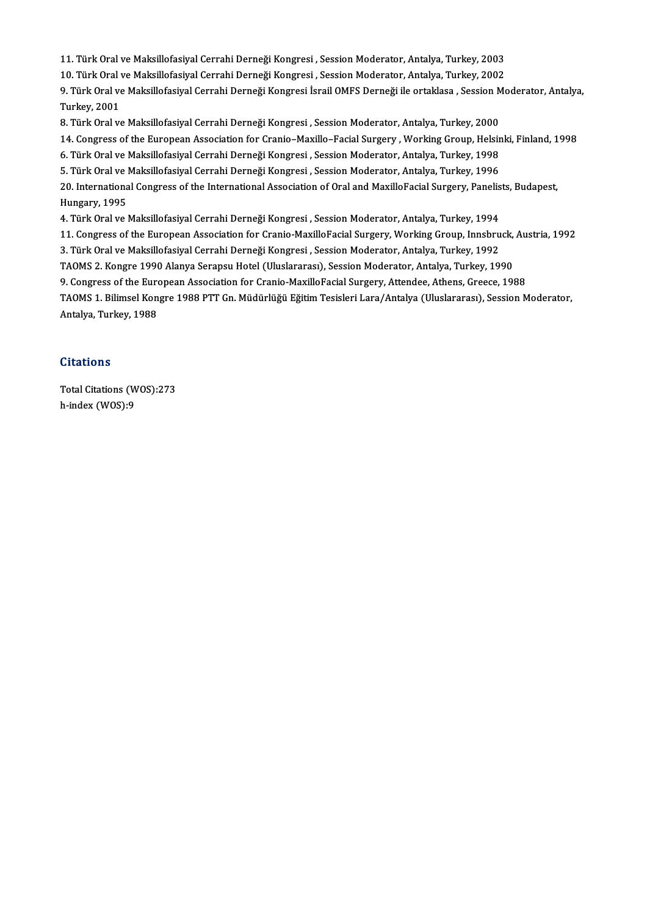11. Türk Oral ve Maksillofasiyal Cerrahi Derneği Kongresi , Session Moderator, Antalya, Turkey, 2003
10. Türk Oral ve Maksillofasiyal Cerrahi Derneği Kongresi , Session Moderator, Antalya, Turkey, 2002
9. Türk Oral ve Maksillofasiyal Cerrahi Derneği Kongresi İsrail OMFS Derneği ile ortaklasa , Session Moderator, Antalya, Turkey, 2001
8. Türk Oral ve Maksillofasiyal Cerrahi Derneği Kongresi , Session Moderator, Antalya, Turkey, 2000
14. Congress of the European Association for Cranio–Maxillo–Facial Surgery , Working Group, Helsinki, Finland, 1998
6. Türk Oral ve Maksillofasiyal Cerrahi Derneği Kongresi , Session Moderator, Antalya, Turkey, 1998
5. Türk Oral ve Maksillofasiyal Cerrahi Derneği Kongresi , Session Moderator, Antalya, Turkey, 1996
20. International Congress of the International Association of Oral and MaxilloFacial Surgery, Panelists, Budapest, Hungary, 1995
4. Türk Oral ve Maksillofasiyal Cerrahi Derneği Kongresi , Session Moderator, Antalya, Turkey, 1994
11. Congress of the European Association for Cranio-MaxilloFacial Surgery, Working Group, Innsbruck, Austria, 1992
3. Türk Oral ve Maksillofasiyal Cerrahi Derneği Kongresi , Session Moderator, Antalya, Turkey, 1992
TAOMS 2. Kongre 1990 Alanya Serapsu Hotel (Uluslararası), Session Moderator, Antalya, Turkey, 1990
9. Congress of the European Association for Cranio-MaxilloFacial Surgery, Attendee, Athens, Greece, 1988
TAOMS 1. Bilimsel Kongre 1988 PTT Gn. Müdürlüğü Eğitim Tesisleri Lara/Antalya (Uluslararası), Session Moderator, Antalya, Turkey, 1988

## Citations

Total Citations (WOS):273
h-index (WOS):9